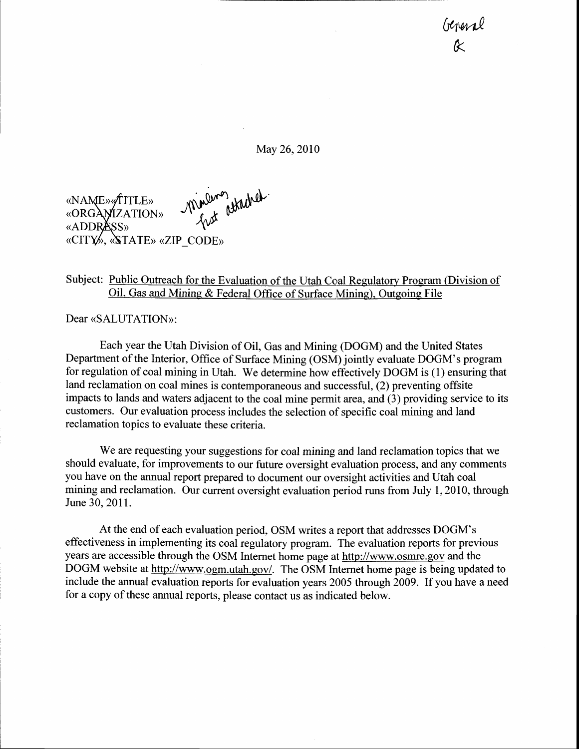General
&

May 26, 2010

«NAME»«TITLE»
«ORGANIZATION»
«ADDRESS»
«CITY», «STATE» «ZIP_CODE»

mailing list attached.

Subject: Public Outreach for the Evaluation of the Utah Coal Regulatory Program (Division of Oil, Gas and Mining & Federal Office of Surface Mining), Outgoing File

Dear «SALUTATION»:

Each year the Utah Division of Oil, Gas and Mining (DOGM) and the United States Department of the Interior, Office of Surface Mining (OSM) jointly evaluate DOGM's program for regulation of coal mining in Utah. We determine how effectively DOGM is (1) ensuring that land reclamation on coal mines is contemporaneous and successful, (2) preventing offsite impacts to lands and waters adjacent to the coal mine permit area, and (3) providing service to its customers. Our evaluation process includes the selection of specific coal mining and land reclamation topics to evaluate these criteria.

We are requesting your suggestions for coal mining and land reclamation topics that we should evaluate, for improvements to our future oversight evaluation process, and any comments you have on the annual report prepared to document our oversight activities and Utah coal mining and reclamation. Our current oversight evaluation period runs from July 1, 2010, through June 30, 2011.

At the end of each evaluation period, OSM writes a report that addresses DOGM's effectiveness in implementing its coal regulatory program. The evaluation reports for previous years are accessible through the OSM Internet home page at http://www.osmre.gov and the DOGM website at http://www.ogm.utah.gov/. The OSM Internet home page is being updated to include the annual evaluation reports for evaluation years 2005 through 2009. If you have a need for a copy of these annual reports, please contact us as indicated below.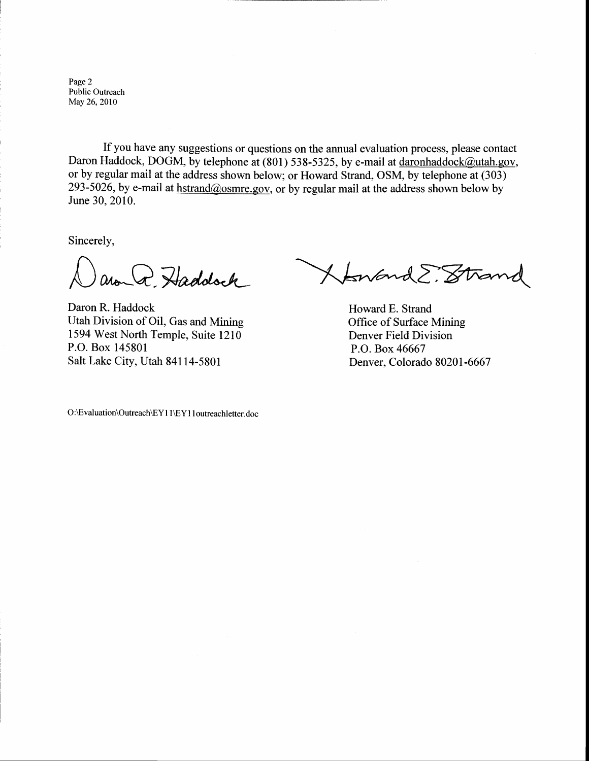If you have any suggestions or questions on the annual evaluation process, please contact Daron Haddock, DOGM, by telephone at (801) 538-5325, by e-mail at daronhaddock@utah.gov, or by regular mail at the address shown below; or Howard Strand, OSM, by telephone at (303) 293-5026, by e-mail at hstrand@osmre.gov, or by regular mail at the address shown below by June 30, 2010.

Sincerely,

Daron R. Haddock
Utah Division of Oil, Gas and Mining
1594 West North Temple, Suite 1210
P.O. Box 145801
Salt Lake City, Utah 84114-5801

Howard E. Strand
Office of Surface Mining
Denver Field Division
P.O. Box 46667
Denver, Colorado 80201-6667

O:\Evaluation\Outreach\EY11\EY11outreachletter.doc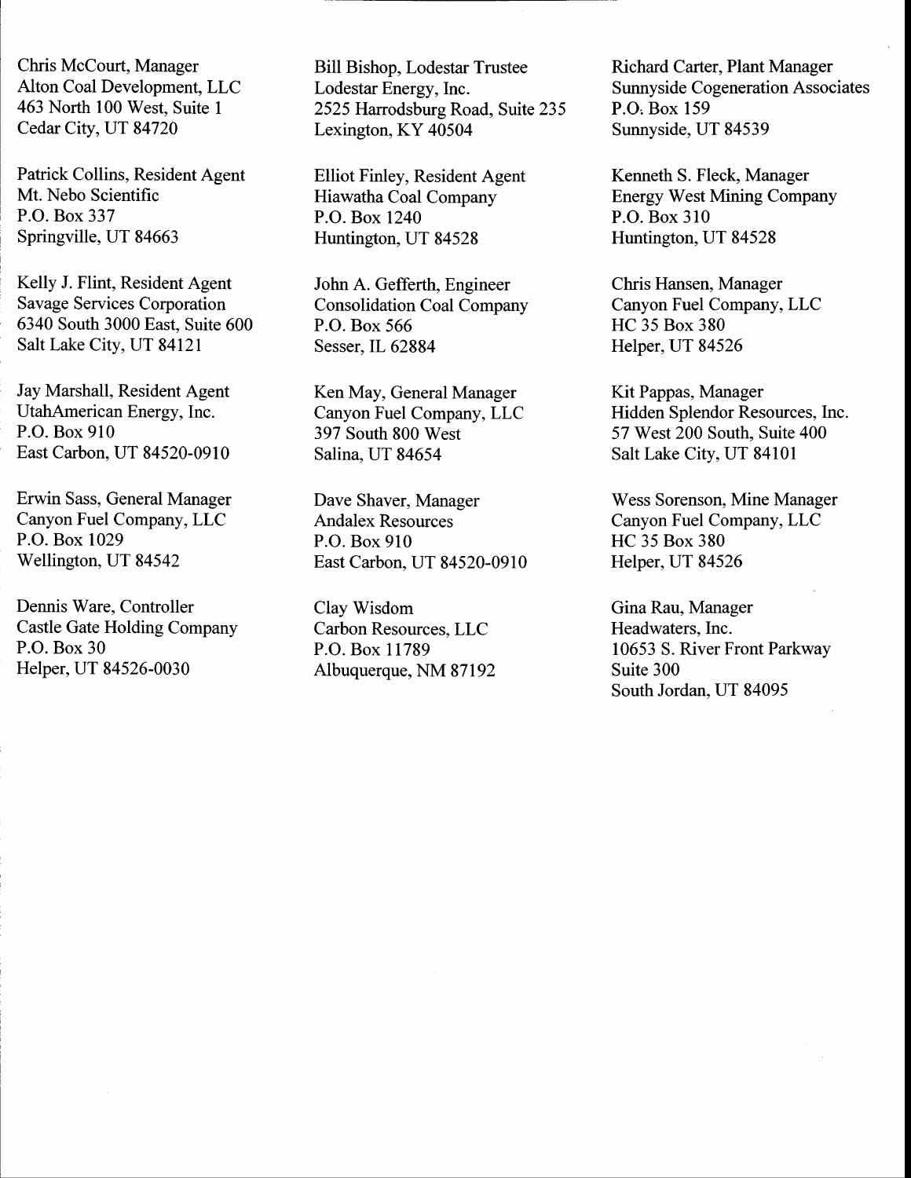Chris McCourt, Manager
Alton Coal Development, LLC
463 North 100 West, Suite 1
Cedar City, UT 84720

Bill Bishop, Lodestar Trustee
Lodestar Energy, Inc.
2525 Harrodsburg Road, Suite 235
Lexington, KY 40504

Richard Carter, Plant Manager
Sunnyside Cogeneration Associates
P.O. Box 159
Sunnyside, UT 84539

Patrick Collins, Resident Agent
Mt. Nebo Scientific
P.O. Box 337
Springville, UT 84663

Elliot Finley, Resident Agent
Hiawatha Coal Company
P.O. Box 1240
Huntington, UT 84528

Kenneth S. Fleck, Manager
Energy West Mining Company
P.O. Box 310
Huntington, UT 84528

Kelly J. Flint, Resident Agent
Savage Services Corporation
6340 South 3000 East, Suite 600
Salt Lake City, UT 84121

John A. Gefferth, Engineer
Consolidation Coal Company
P.O. Box 566
Sesser, IL 62884

Chris Hansen, Manager
Canyon Fuel Company, LLC
HC 35 Box 380
Helper, UT 84526

Jay Marshall, Resident Agent
UtahAmerican Energy, Inc.
P.O. Box 910
East Carbon, UT 84520-0910

Ken May, General Manager
Canyon Fuel Company, LLC
397 South 800 West
Salina, UT 84654

Kit Pappas, Manager
Hidden Splendor Resources, Inc.
57 West 200 South, Suite 400
Salt Lake City, UT 84101

Erwin Sass, General Manager
Canyon Fuel Company, LLC
P.O. Box 1029
Wellington, UT 84542

Dave Shaver, Manager
Andalex Resources
P.O. Box 910
East Carbon, UT 84520-0910

Wess Sorenson, Mine Manager
Canyon Fuel Company, LLC
HC 35 Box 380
Helper, UT 84526

Dennis Ware, Controller
Castle Gate Holding Company
P.O. Box 30
Helper, UT 84526-0030

Clay Wisdom
Carbon Resources, LLC
P.O. Box 11789
Albuquerque, NM 87192

Gina Rau, Manager
Headwaters, Inc.
10653 S. River Front Parkway
Suite 300
South Jordan, UT 84095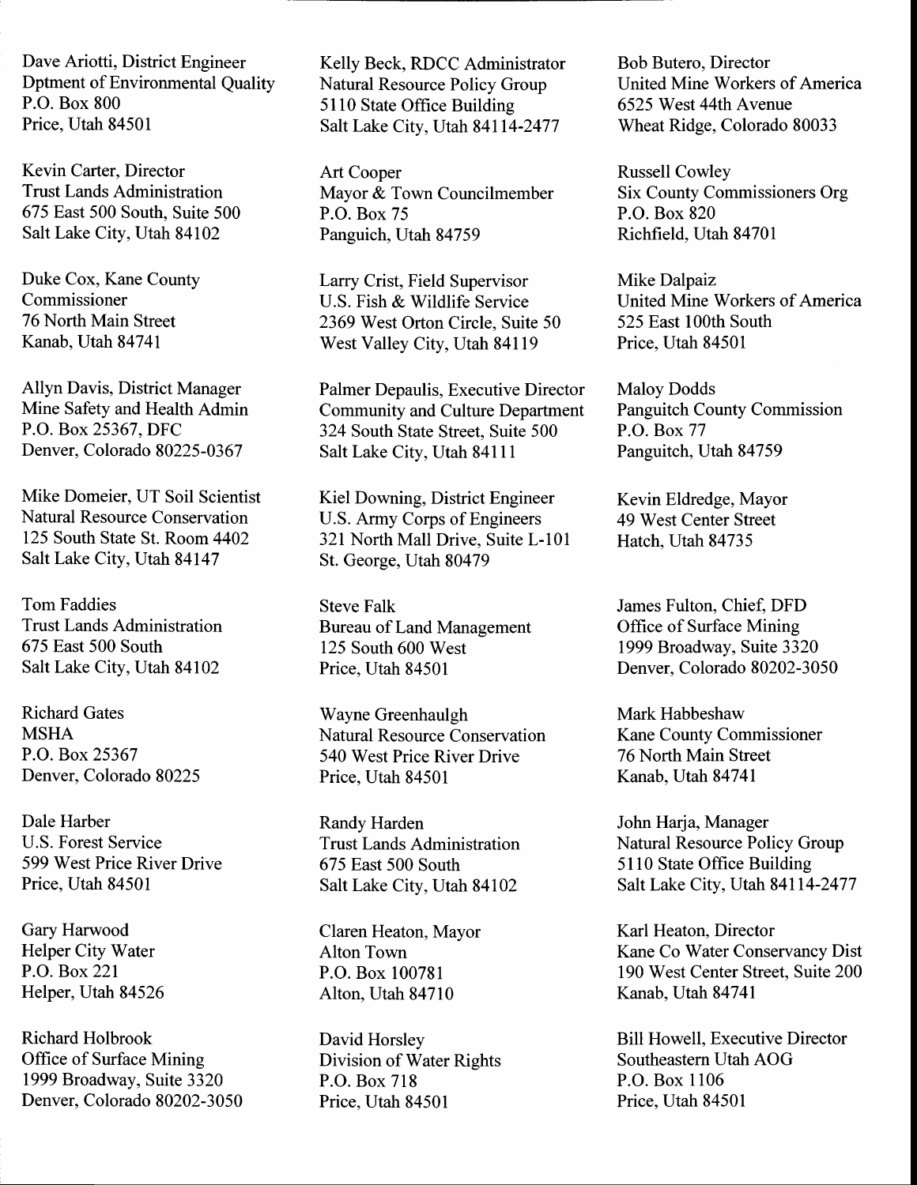Dave Ariotti, District Engineer
Dptment of Environmental Quality
P.O. Box 800
Price, Utah 84501

Kelly Beck, RDCC Administrator
Natural Resource Policy Group
5110 State Office Building
Salt Lake City, Utah 84114-2477

Bob Butero, Director
United Mine Workers of America
6525 West 44th Avenue
Wheat Ridge, Colorado 80033

Kevin Carter, Director
Trust Lands Administration
675 East 500 South, Suite 500
Salt Lake City, Utah 84102

Art Cooper
Mayor & Town Councilmember
P.O. Box 75
Panguich, Utah 84759

Russell Cowley
Six County Commissioners Org
P.O. Box 820
Richfield, Utah 84701

Duke Cox, Kane County Commissioner
76 North Main Street
Kanab, Utah 84741

Larry Crist, Field Supervisor
U.S. Fish & Wildlife Service
2369 West Orton Circle, Suite 50
West Valley City, Utah 84119

Mike Dalpaiz
United Mine Workers of America
525 East 100th South
Price, Utah 84501

Allyn Davis, District Manager
Mine Safety and Health Admin
P.O. Box 25367, DFC
Denver, Colorado 80225-0367

Palmer Depaulis, Executive Director
Community and Culture Department
324 South State Street, Suite 500
Salt Lake City, Utah 84111

Maloy Dodds
Panguitch County Commission
P.O. Box 77
Panguitch, Utah 84759

Mike Domeier, UT Soil Scientist
Natural Resource Conservation
125 South State St. Room 4402
Salt Lake City, Utah 84147

Kiel Downing, District Engineer
U.S. Army Corps of Engineers
321 North Mall Drive, Suite L-101
St. George, Utah 80479

Kevin Eldredge, Mayor
49 West Center Street
Hatch, Utah 84735

Tom Faddies
Trust Lands Administration
675 East 500 South
Salt Lake City, Utah 84102

Steve Falk
Bureau of Land Management
125 South 600 West
Price, Utah 84501

James Fulton, Chief, DFD
Office of Surface Mining
1999 Broadway, Suite 3320
Denver, Colorado 80202-3050

Richard Gates
MSHA
P.O. Box 25367
Denver, Colorado 80225

Wayne Greenhaulgh
Natural Resource Conservation
540 West Price River Drive
Price, Utah 84501

Mark Habbeshaw
Kane County Commissioner
76 North Main Street
Kanab, Utah 84741

Dale Harber
U.S. Forest Service
599 West Price River Drive
Price, Utah 84501

Randy Harden
Trust Lands Administration
675 East 500 South
Salt Lake City, Utah 84102

John Harja, Manager
Natural Resource Policy Group
5110 State Office Building
Salt Lake City, Utah 84114-2477

Gary Harwood
Helper City Water
P.O. Box 221
Helper, Utah 84526

Claren Heaton, Mayor
Alton Town
P.O. Box 100781
Alton, Utah 84710

Karl Heaton, Director
Kane Co Water Conservancy Dist
190 West Center Street, Suite 200
Kanab, Utah 84741

Richard Holbrook
Office of Surface Mining
1999 Broadway, Suite 3320
Denver, Colorado 80202-3050

David Horsley
Division of Water Rights
P.O. Box 718
Price, Utah 84501

Bill Howell, Executive Director
Southeastern Utah AOG
P.O. Box 1106
Price, Utah 84501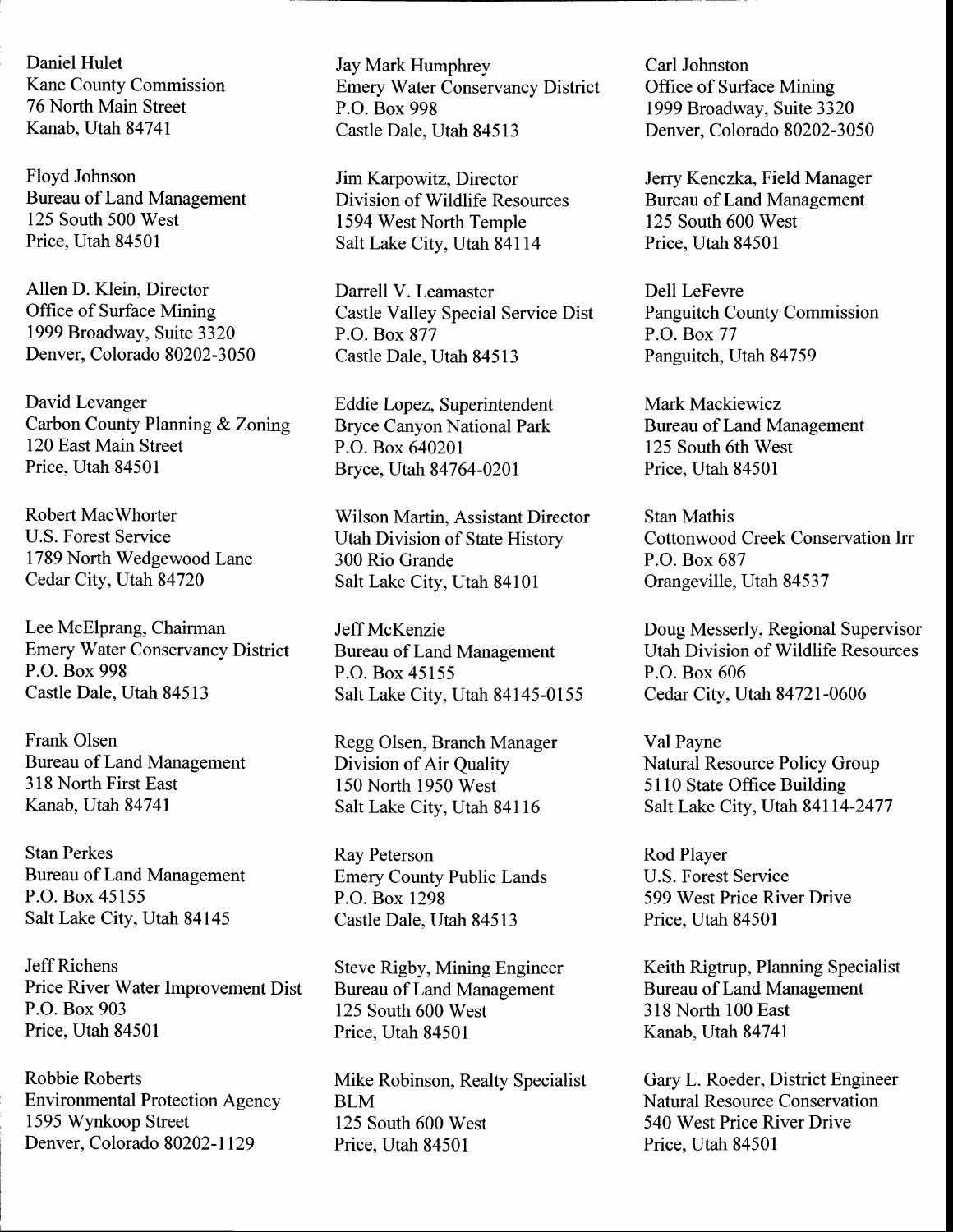Daniel Hulet
Kane County Commission
76 North Main Street
Kanab, Utah 84741

Jay Mark Humphrey
Emery Water Conservancy District
P.O. Box 998
Castle Dale, Utah 84513

Carl Johnston
Office of Surface Mining
1999 Broadway, Suite 3320
Denver, Colorado 80202-3050

Floyd Johnson
Bureau of Land Management
125 South 500 West
Price, Utah 84501

Jim Karpowitz, Director
Division of Wildlife Resources
1594 West North Temple
Salt Lake City, Utah 84114

Jerry Kenczka, Field Manager
Bureau of Land Management
125 South 600 West
Price, Utah 84501

Allen D. Klein, Director
Office of Surface Mining
1999 Broadway, Suite 3320
Denver, Colorado 80202-3050

Darrell V. Leamaster
Castle Valley Special Service Dist
P.O. Box 877
Castle Dale, Utah 84513

Dell LeFevre
Panguitch County Commission
P.O. Box 77
Panguitch, Utah 84759

David Levanger
Carbon County Planning & Zoning
120 East Main Street
Price, Utah 84501

Eddie Lopez, Superintendent
Bryce Canyon National Park
P.O. Box 640201
Bryce, Utah 84764-0201

Mark Mackiewicz
Bureau of Land Management
125 South 6th West
Price, Utah 84501

Robert MacWhorter
U.S. Forest Service
1789 North Wedgewood Lane
Cedar City, Utah 84720

Wilson Martin, Assistant Director
Utah Division of State History
300 Rio Grande
Salt Lake City, Utah 84101

Stan Mathis
Cottonwood Creek Conservation Irr
P.O. Box 687
Orangeville, Utah 84537

Lee McElprang, Chairman
Emery Water Conservancy District
P.O. Box 998
Castle Dale, Utah 84513

Jeff McKenzie
Bureau of Land Management
P.O. Box 45155
Salt Lake City, Utah 84145-0155

Doug Messerly, Regional Supervisor
Utah Division of Wildlife Resources
P.O. Box 606
Cedar City, Utah 84721-0606

Frank Olsen
Bureau of Land Management
318 North First East
Kanab, Utah 84741

Regg Olsen, Branch Manager
Division of Air Quality
150 North 1950 West
Salt Lake City, Utah 84116

Val Payne
Natural Resource Policy Group
5110 State Office Building
Salt Lake City, Utah 84114-2477

Stan Perkes
Bureau of Land Management
P.O. Box 45155
Salt Lake City, Utah 84145

Ray Peterson
Emery County Public Lands
P.O. Box 1298
Castle Dale, Utah 84513

Rod Player
U.S. Forest Service
599 West Price River Drive
Price, Utah 84501

Jeff Richens
Price River Water Improvement Dist
P.O. Box 903
Price, Utah 84501

Steve Rigby, Mining Engineer
Bureau of Land Management
125 South 600 West
Price, Utah 84501

Keith Rigtrup, Planning Specialist
Bureau of Land Management
318 North 100 East
Kanab, Utah 84741

Robbie Roberts
Environmental Protection Agency
1595 Wynkoop Street
Denver, Colorado 80202-1129

Mike Robinson, Realty Specialist
BLM
125 South 600 West
Price, Utah 84501

Gary L. Roeder, District Engineer
Natural Resource Conservation
540 West Price River Drive
Price, Utah 84501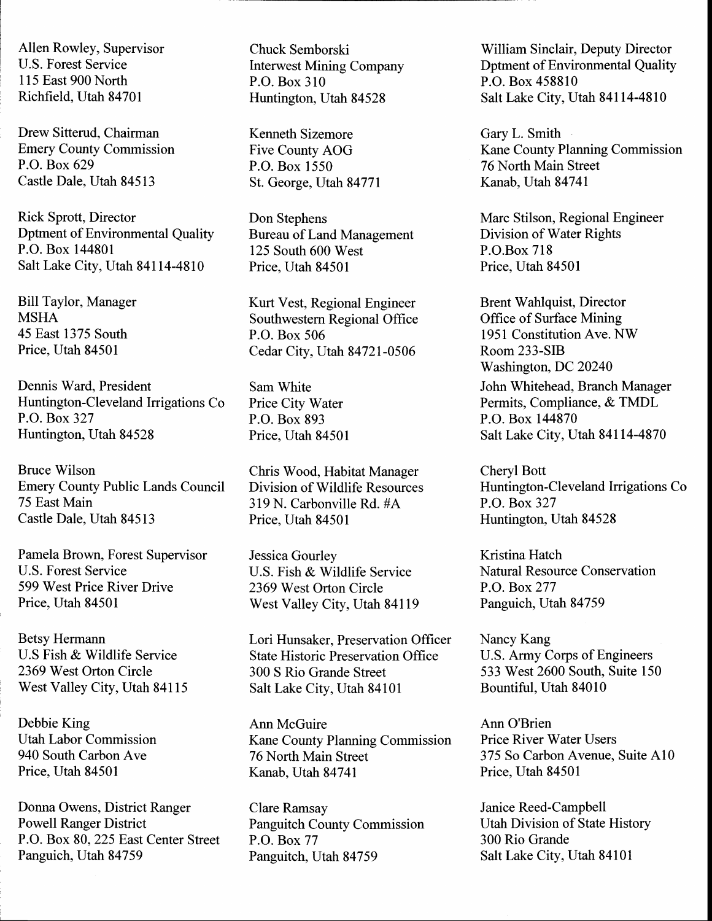Allen Rowley, Supervisor
U.S. Forest Service
115 East 900 North
Richfield, Utah 84701

Chuck Semborski
Interwest Mining Company
P.O. Box 310
Huntington, Utah 84528

William Sinclair, Deputy Director
Dptment of Environmental Quality
P.O. Box 458810
Salt Lake City, Utah 84114-4810

Drew Sitterud, Chairman
Emery County Commission
P.O. Box 629
Castle Dale, Utah 84513

Kenneth Sizemore
Five County AOG
P.O. Box 1550
St. George, Utah 84771

Gary L. Smith
Kane County Planning Commission
76 North Main Street
Kanab, Utah 84741

Rick Sprott, Director
Dptment of Environmental Quality
P.O. Box 144801
Salt Lake City, Utah 84114-4810

Don Stephens
Bureau of Land Management
125 South 600 West
Price, Utah 84501

Marc Stilson, Regional Engineer
Division of Water Rights
P.O.Box 718
Price, Utah 84501

Bill Taylor, Manager
MSHA
45 East 1375 South
Price, Utah 84501

Kurt Vest, Regional Engineer
Southwestern Regional Office
P.O. Box 506
Cedar City, Utah 84721-0506

Brent Wahlquist, Director
Office of Surface Mining
1951 Constitution Ave. NW
Room 233-SIB
Washington, DC 20240

Dennis Ward, President
Huntington-Cleveland Irrigations Co
P.O. Box 327
Huntington, Utah 84528

Sam White
Price City Water
P.O. Box 893
Price, Utah 84501

John Whitehead, Branch Manager
Permits, Compliance, & TMDL
P.O. Box 144870
Salt Lake City, Utah 84114-4870

Bruce Wilson
Emery County Public Lands Council
75 East Main
Castle Dale, Utah 84513

Chris Wood, Habitat Manager
Division of Wildlife Resources
319 N. Carbonville Rd. #A
Price, Utah 84501

Cheryl Bott
Huntington-Cleveland Irrigations Co
P.O. Box 327
Huntington, Utah 84528

Pamela Brown, Forest Supervisor
U.S. Forest Service
599 West Price River Drive
Price, Utah 84501

Jessica Gourley
U.S. Fish & Wildlife Service
2369 West Orton Circle
West Valley City, Utah 84119

Kristina Hatch
Natural Resource Conservation
P.O. Box 277
Panguich, Utah 84759

Betsy Hermann
U.S Fish & Wildlife Service
2369 West Orton Circle
West Valley City, Utah 84115

Lori Hunsaker, Preservation Officer
State Historic Preservation Office
300 S Rio Grande Street
Salt Lake City, Utah 84101

Nancy Kang
U.S. Army Corps of Engineers
533 West 2600 South, Suite 150
Bountiful, Utah 84010

Debbie King
Utah Labor Commission
940 South Carbon Ave
Price, Utah 84501

Ann McGuire
Kane County Planning Commission
76 North Main Street
Kanab, Utah 84741

Ann O'Brien
Price River Water Users
375 So Carbon Avenue, Suite A10
Price, Utah 84501

Donna Owens, District Ranger
Powell Ranger District
P.O. Box 80, 225 East Center Street
Panguich, Utah 84759

Clare Ramsay
Panguitch County Commission
P.O. Box 77
Panguitch, Utah 84759

Janice Reed-Campbell
Utah Division of State History
300 Rio Grande
Salt Lake City, Utah 84101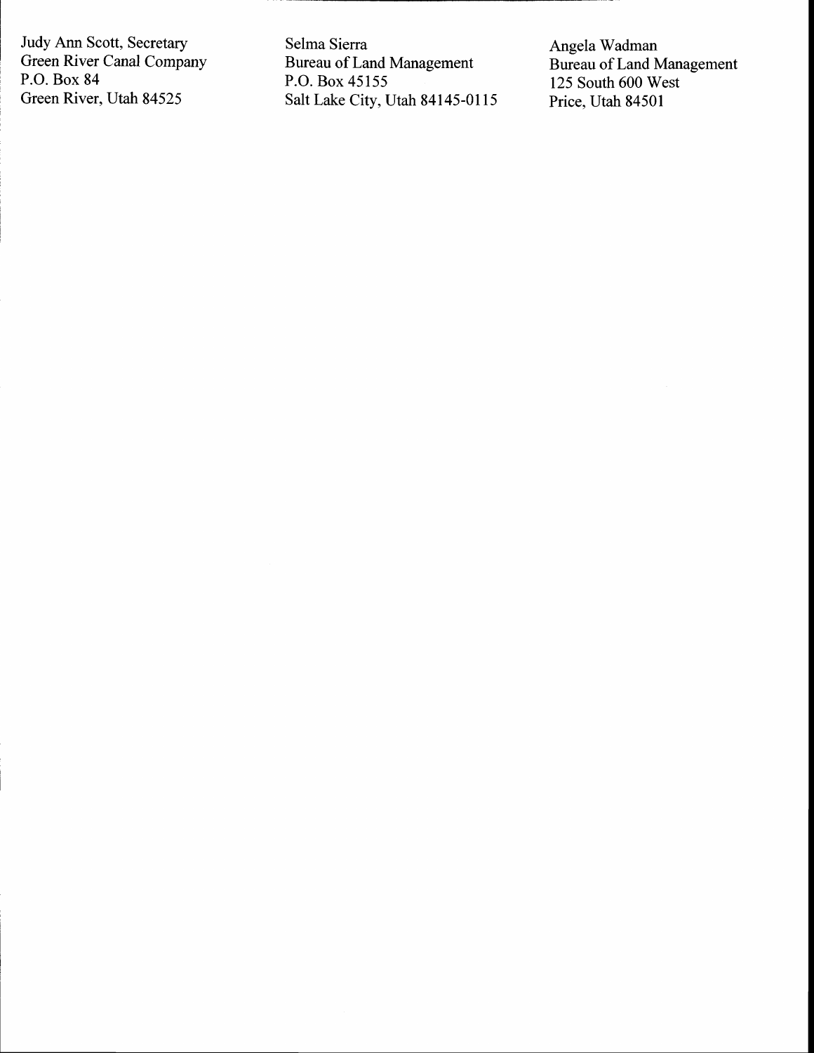Judy Ann Scott, Secretary
Green River Canal Company
P.O. Box 84
Green River, Utah 84525

Selma Sierra
Bureau of Land Management
P.O. Box 45155
Salt Lake City, Utah 84145-0115

Angela Wadman
Bureau of Land Management
125 South 600 West
Price, Utah 84501